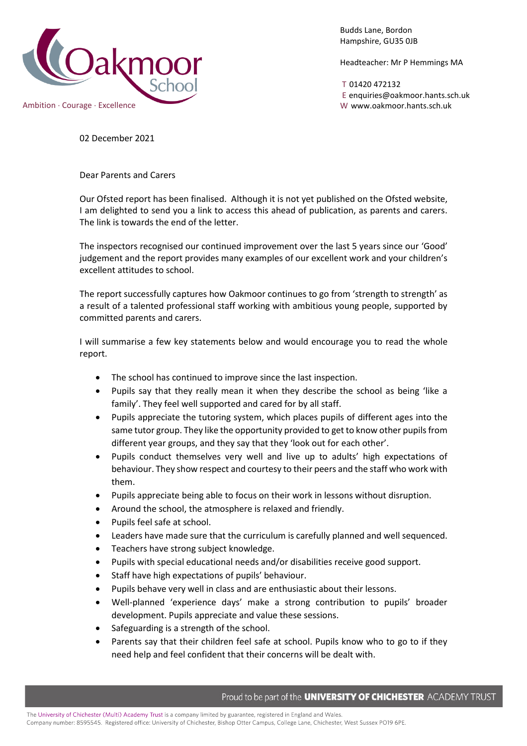Oakmoor School

Ambition · Courage · Excellence

Budds Lane, Bordon
Hampshire, GU35 0JB

Headteacher: Mr P Hemmings MA

T 01420 472132
E enquiries@oakmoor.hants.sch.uk
W www.oakmoor.hants.sch.uk

02 December 2021

Dear Parents and Carers

Our Ofsted report has been finalised. Although it is not yet published on the Ofsted website, I am delighted to send you a link to access this ahead of publication, as parents and carers. The link is towards the end of the letter.

The inspectors recognised our continued improvement over the last 5 years since our 'Good' judgement and the report provides many examples of our excellent work and your children's excellent attitudes to school.

The report successfully captures how Oakmoor continues to go from 'strength to strength' as a result of a talented professional staff working with ambitious young people, supported by committed parents and carers.

I will summarise a few key statements below and would encourage you to read the whole report.

- The school has continued to improve since the last inspection.
- Pupils say that they really mean it when they describe the school as being 'like a family'. They feel well supported and cared for by all staff.
- Pupils appreciate the tutoring system, which places pupils of different ages into the same tutor group. They like the opportunity provided to get to know other pupils from different year groups, and they say that they 'look out for each other'.
- Pupils conduct themselves very well and live up to adults' high expectations of behaviour. They show respect and courtesy to their peers and the staff who work with them.
- Pupils appreciate being able to focus on their work in lessons without disruption.
- Around the school, the atmosphere is relaxed and friendly.
- Pupils feel safe at school.
- Leaders have made sure that the curriculum is carefully planned and well sequenced.
- Teachers have strong subject knowledge.
- Pupils with special educational needs and/or disabilities receive good support.
- Staff have high expectations of pupils' behaviour.
- Pupils behave very well in class and are enthusiastic about their lessons.
- Well-planned 'experience days' make a strong contribution to pupils' broader development. Pupils appreciate and value these sessions.
- Safeguarding is a strength of the school.
- Parents say that their children feel safe at school. Pupils know who to go to if they need help and feel confident that their concerns will be dealt with.

Proud to be part of the **UNIVERSITY OF CHICHESTER** ACADEMY TRUST

The University of Chichester (Multi) Academy Trust is a company limited by guarantee, registered in England and Wales.
Company number: 8595545. Registered office: University of Chichester, Bishop Otter Campus, College Lane, Chichester, West Sussex PO19 6PE.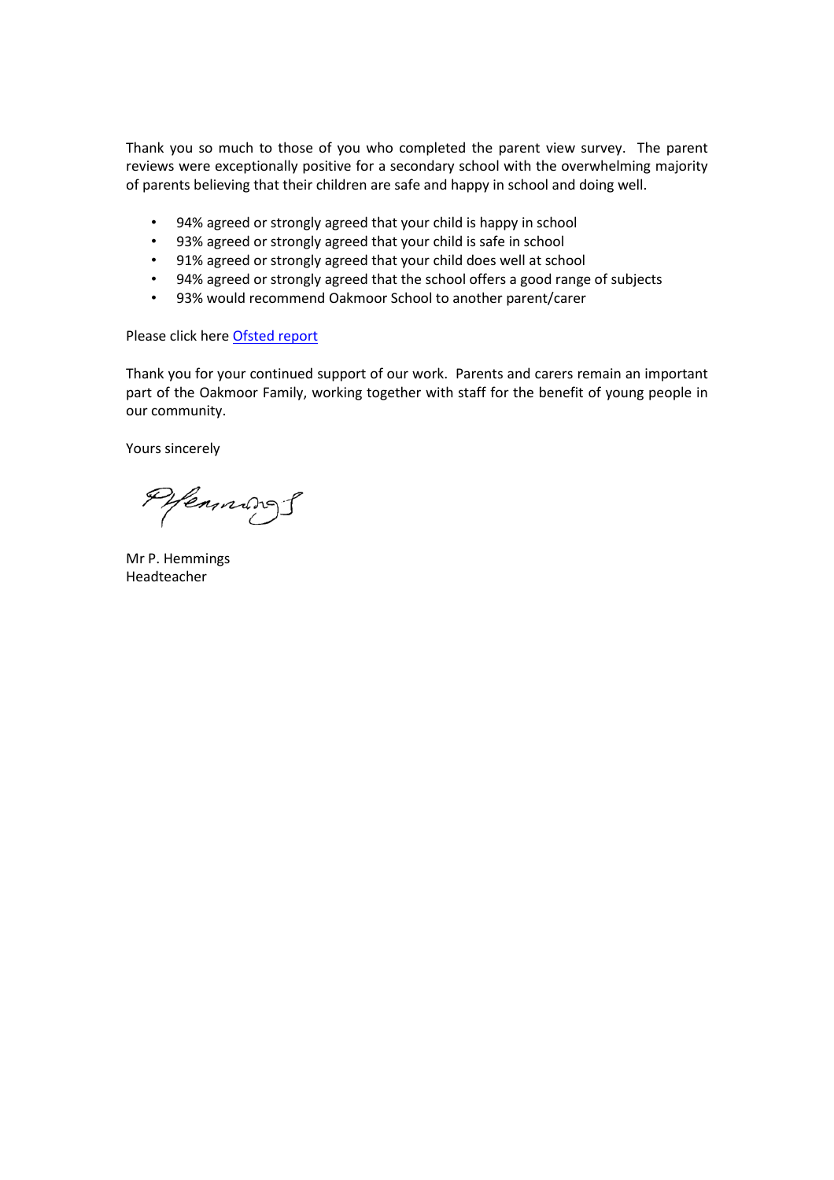Thank you so much to those of you who completed the parent view survey. The parent reviews were exceptionally positive for a secondary school with the overwhelming majority of parents believing that their children are safe and happy in school and doing well.

- 94% agreed or strongly agreed that your child is happy in school
- 93% agreed or strongly agreed that your child is safe in school
- 91% agreed or strongly agreed that your child does well at school
- 94% agreed or strongly agreed that the school offers a good range of subjects
- 93% would recommend Oakmoor School to another parent/carer

Please click here [Ofsted report]

Thank you for your continued support of our work. Parents and carers remain an important part of the Oakmoor Family, working together with staff for the benefit of young people in our community.

Yours sincerely

Mr P. Hemmings
Headteacher